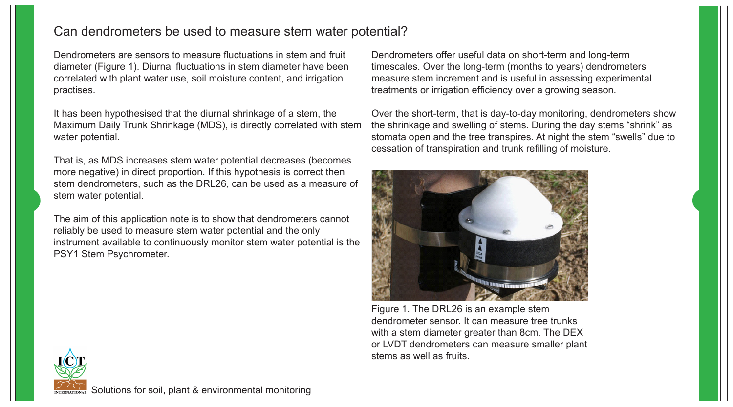# Can dendrometers be used to measure stem water potential?

Dendrometers are sensors to measure fluctuations in stem and fruit diameter (Figure 1). Diurnal fluctuations in stem diameter have been correlated with plant water use, soil moisture content, and irrigation practises.

It has been hypothesised that the diurnal shrinkage of a stem, the Maximum Daily Trunk Shrinkage (MDS), is directly correlated with stem water potential.

That is, as MDS increases stem water potential decreases (becomes more negative) in direct proportion. If this hypothesis is correct then stem dendrometers, such as the DRL26, can be used as a measure of stem water potential.

The aim of this application note is to show that dendrometers cannot reliably be used to measure stem water potential and the only instrument available to continuously monitor stem water potential is the PSY1 Stem Psychrometer.

Dendrometers offer useful data on short-term and long-term timescales. Over the long-term (months to years) dendrometers measure stem increment and is useful in assessing experimental treatments or irrigation efficiency over a growing season.

Over the short-term, that is day-to-day monitoring, dendrometers show the shrinkage and swelling of stems. During the day stems "shrink" as stomata open and the tree transpires. At night the stem "swells" due to cessation of transpiration and trunk refilling of moisture.

Figure 1. The DRL26 is an example stem dendrometer sensor. It can measure tree trunks with a stem diameter greater than 8cm. The DEX or LVDT dendrometers can measure smaller plant stems as well as fruits.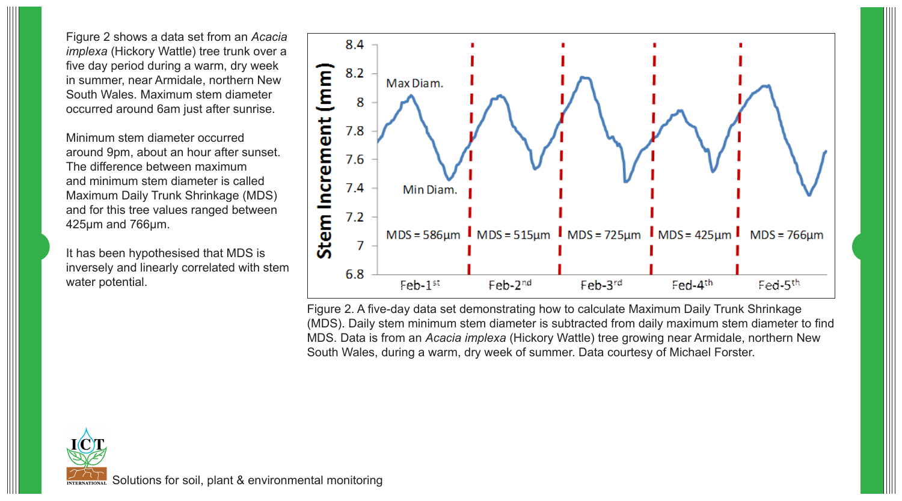Figure 2 shows a data set from an *Acacia implexa* (Hickory Wattle) tree trunk over a five day period during a warm, dry week in summer, near Armidale, northern New South Wales. Maximum stem diameter occurred around 6am just after sunrise.

Minimum stem diameter occurred around 9pm, about an hour after sunset. The difference between maximum and minimum stem diameter is called Maximum Daily Trunk Shrinkage (MDS) and for this tree values ranged between 425μm and 766μm.

It has been hypothesised that MDS is inversely and linearly correlated with stem water potential.

Figure 2. A five-day data set demonstrating how to calculate Maximum Daily Trunk Shrinkage (MDS). Daily stem minimum stem diameter is subtracted from daily maximum stem diameter to find MDS. Data is from an *Acacia implexa* (Hickory Wattle) tree growing near Armidale, northern New South Wales, during a warm, dry week of summer. Data courtesy of Michael Forster.

Solutions for soil, plant & environmental monitoring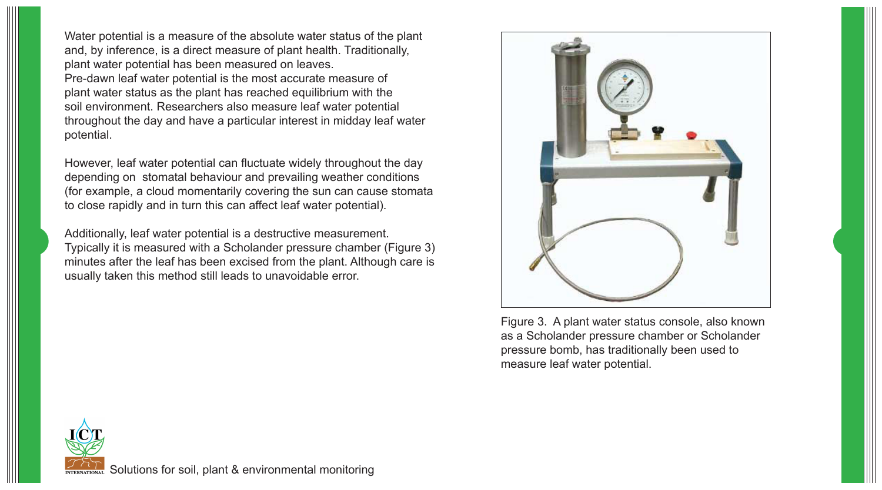Water potential is a measure of the absolute water status of the plant and, by inference, is a direct measure of plant health. Traditionally, plant water potential has been measured on leaves. Pre-dawn leaf water potential is the most accurate measure of plant water status as the plant has reached equilibrium with the soil environment. Researchers also measure leaf water potential throughout the day and have a particular interest in midday leaf water potential.

However, leaf water potential can fluctuate widely throughout the day depending on stomatal behaviour and prevailing weather conditions (for example, a cloud momentarily covering the sun can cause stomata to close rapidly and in turn this can affect leaf water potential).

Additionally, leaf water potential is a destructive measurement. Typically it is measured with a Scholander pressure chamber (Figure 3) minutes after the leaf has been excised from the plant. Although care is usually taken this method still leads to unavoidable error.

Figure 3. A plant water status console, also known as a Scholander pressure chamber or Scholander pressure bomb, has traditionally been used to measure leaf water potential.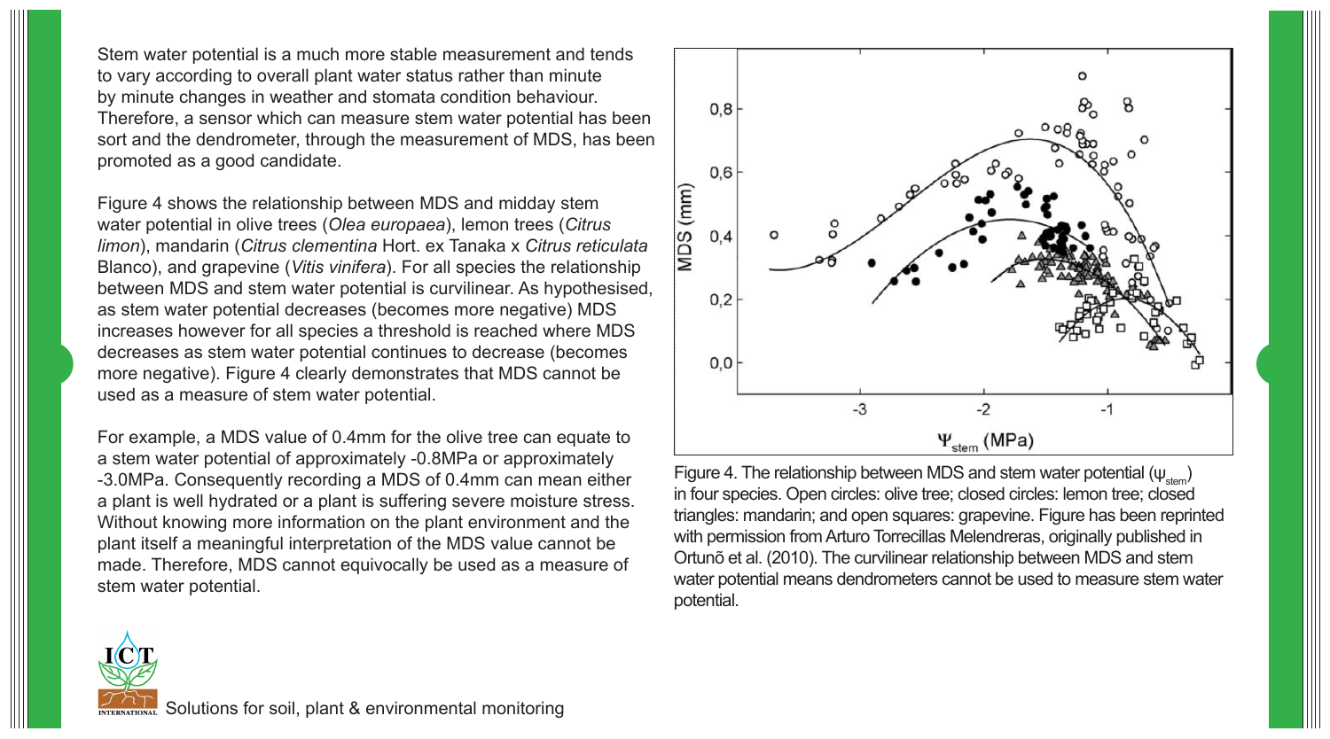Stem water potential is a much more stable measurement and tends to vary according to overall plant water status rather than minute by minute changes in weather and stomata condition behaviour. Therefore, a sensor which can measure stem water potential has been sort and the dendrometer, through the measurement of MDS, has been promoted as a good candidate.

Figure 4 shows the relationship between MDS and midday stem water potential in olive trees (*Olea europaea*), lemon trees (*Citrus limon*), mandarin (*Citrus clementina* Hort. ex Tanaka x *Citrus reticulata* Blanco), and grapevine (*Vitis vinifera*). For all species the relationship between MDS and stem water potential is curvilinear. As hypothesised, as stem water potential decreases (becomes more negative) MDS increases however for all species a threshold is reached where MDS decreases as stem water potential continues to decrease (becomes more negative). Figure 4 clearly demonstrates that MDS cannot be used as a measure of stem water potential.

For example, a MDS value of 0.4mm for the olive tree can equate to a stem water potential of approximately -0.8MPa or approximately -3.0MPa. Consequently recording a MDS of 0.4mm can mean either a plant is well hydrated or a plant is suffering severe moisture stress. Without knowing more information on the plant environment and the plant itself a meaningful interpretation of the MDS value cannot be made. Therefore, MDS cannot equivocally be used as a measure of stem water potential.

Figure 4. The relationship between MDS and stem water potential ($\psi_{stem}$) in four species. Open circles: olive tree; closed circles: lemon tree; closed triangles: mandarin; and open squares: grapevine. Figure has been reprinted with permission from Arturo Torrecillas Melendreras, originally published in Ortunõ et al. (2010). The curvilinear relationship between MDS and stem water potential means dendrometers cannot be used to measure stem water potential.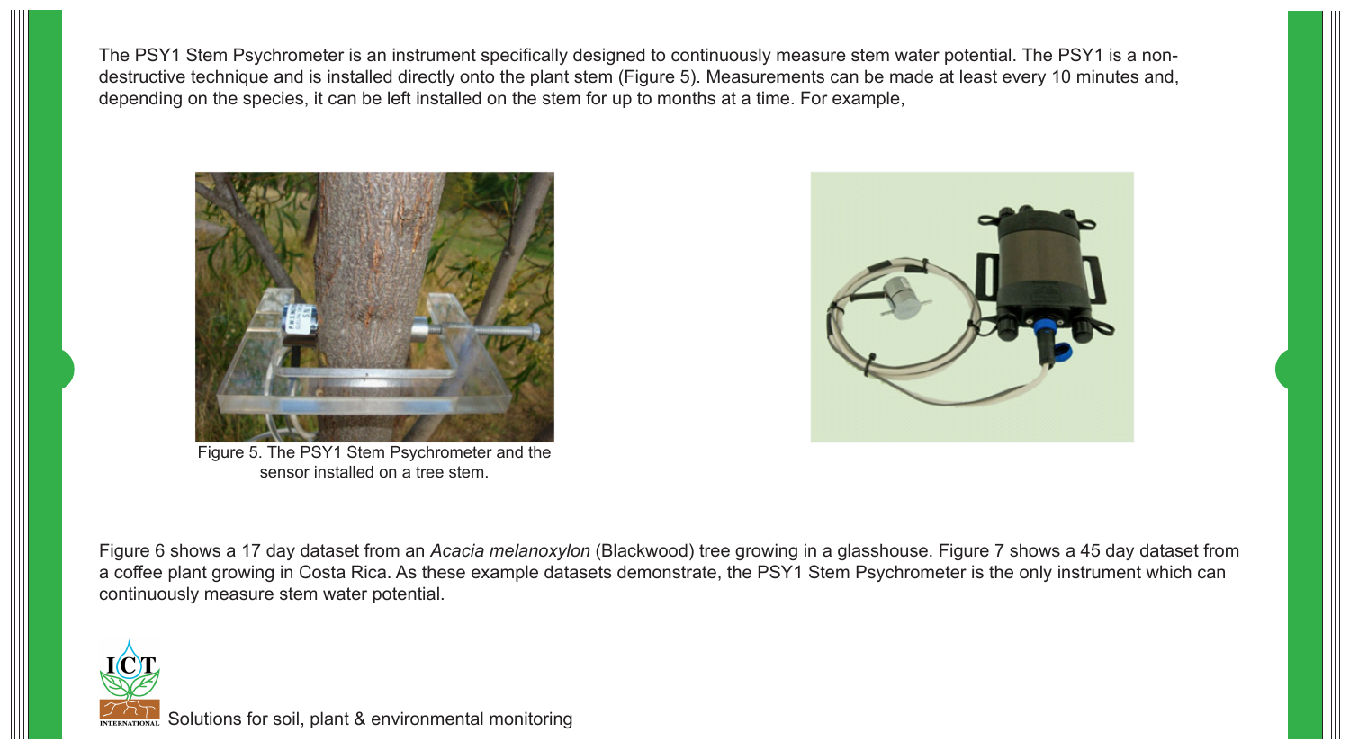The PSY1 Stem Psychrometer is an instrument specifically designed to continuously measure stem water potential. The PSY1 is a non-destructive technique and is installed directly onto the plant stem (Figure 5). Measurements can be made at least every 10 minutes and, depending on the species, it can be left installed on the stem for up to months at a time. For example,

Figure 5. The PSY1 Stem Psychrometer and the sensor installed on a tree stem.

Figure 6 shows a 17 day dataset from an *Acacia melanoxylon* (Blackwood) tree growing in a glasshouse. Figure 7 shows a 45 day dataset from a coffee plant growing in Costa Rica. As these example datasets demonstrate, the PSY1 Stem Psychrometer is the only instrument which can continuously measure stem water potential.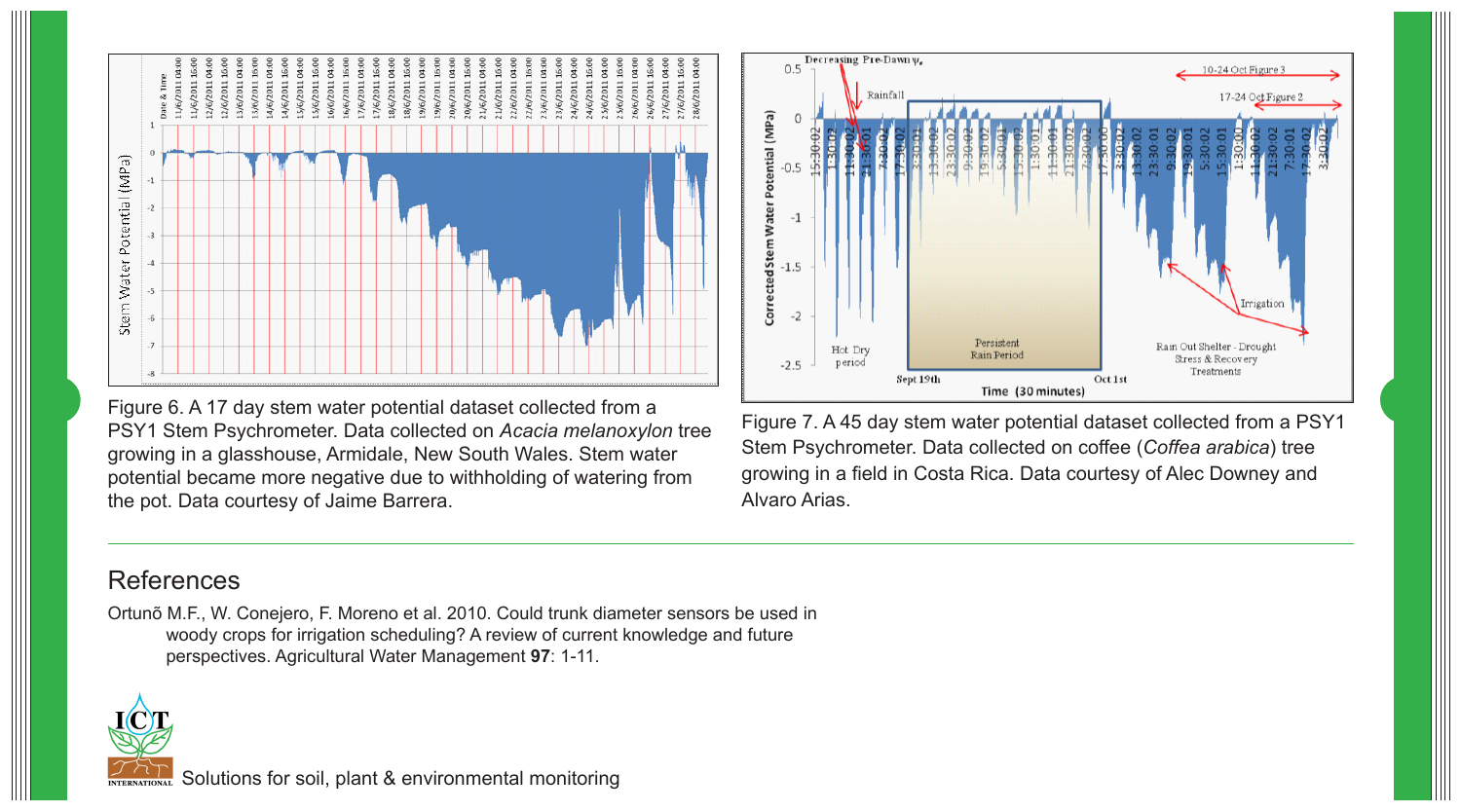Figure 6. A 17 day stem water potential dataset collected from a PSY1 Stem Psychrometer. Data collected on *Acacia melanoxylon* tree growing in a glasshouse, Armidale, New South Wales. Stem water potential became more negative due to withholding of watering from the pot. Data courtesy of Jaime Barrera.

Figure 7. A 45 day stem water potential dataset collected from a PSY1 Stem Psychrometer. Data collected on coffee (*Coffea arabica*) tree growing in a field in Costa Rica. Data courtesy of Alec Downey and Alvaro Arias.

## References

Ortunõ M.F., W. Conejero, F. Moreno et al. 2010. Could trunk diameter sensors be used in woody crops for irrigation scheduling? A review of current knowledge and future perspectives. Agricultural Water Management **97**: 1-11.

Solutions for soil, plant & environmental monitoring